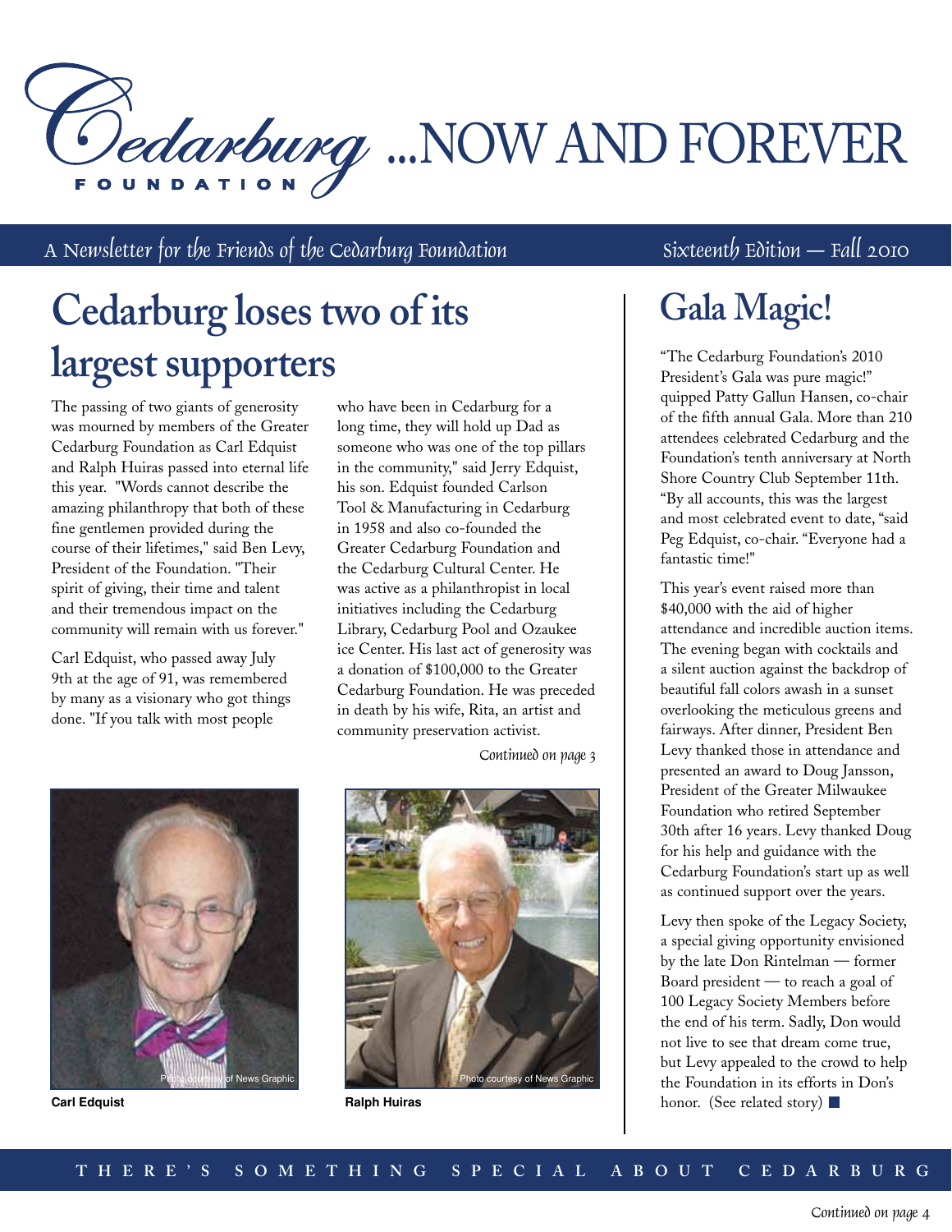# Cedarburg Foundation ...NOW AND FOREVER

A Newsletter for the Friends of the Cedarburg Foundation — Sixteenth Edition — Fall 2010

## Cedarburg loses two of its largest supporters

The passing of two giants of generosity was mourned by members of the Greater Cedarburg Foundation as Carl Edquist and Ralph Huiras passed into eternal life this year. "Words cannot describe the amazing philanthropy that both of these fine gentlemen provided during the course of their lifetimes," said Ben Levy, President of the Foundation. "Their spirit of giving, their time and talent and their tremendous impact on the community will remain with us forever."

Carl Edquist, who passed away July 9th at the age of 91, was remembered by many as a visionary who got things done. "If you talk with most people who have been in Cedarburg for a long time, they will hold up Dad as someone who was one of the top pillars in the community," said Jerry Edquist, his son. Edquist founded Carlson Tool & Manufacturing in Cedarburg in 1958 and also co-founded the Greater Cedarburg Foundation and the Cedarburg Cultural Center. He was active as a philanthropist in local initiatives including the Cedarburg Library, Cedarburg Pool and Ozaukee ice Center. His last act of generosity was a donation of $100,000 to the Greater Cedarburg Foundation. He was preceded in death by his wife, Rita, an artist and community preservation activist.

*Continued on page 3*

Photo courtesy of News Graphic

**Carl Edquist**

Photo courtesy of News Graphic

**Ralph Huiras**

## Gala Magic!

"The Cedarburg Foundation's 2010 President's Gala was pure magic!" quipped Patty Gallun Hansen, co-chair of the fifth annual Gala. More than 210 attendees celebrated Cedarburg and the Foundation's tenth anniversary at North Shore Country Club September 11th. "By all accounts, this was the largest and most celebrated event to date, "said Peg Edquist, co-chair. "Everyone had a fantastic time!"

This year's event raised more than $40,000 with the aid of higher attendance and incredible auction items. The evening began with cocktails and a silent auction against the backdrop of beautiful fall colors awash in a sunset overlooking the meticulous greens and fairways. After dinner, President Ben Levy thanked those in attendance and presented an award to Doug Jansson, President of the Greater Milwaukee Foundation who retired September 30th after 16 years. Levy thanked Doug for his help and guidance with the Cedarburg Foundation's start up as well as continued support over the years.

Levy then spoke of the Legacy Society, a special giving opportunity envisioned by the late Don Rintelman — former Board president — to reach a goal of 100 Legacy Society Members before the end of his term. Sadly, Don would not live to see that dream come true, but Levy appealed to the crowd to help the Foundation in its efforts in Don's honor. (See related story) ■

THERE'S SOMETHING SPECIAL ABOUT CEDARBURG

*Continued on page 4*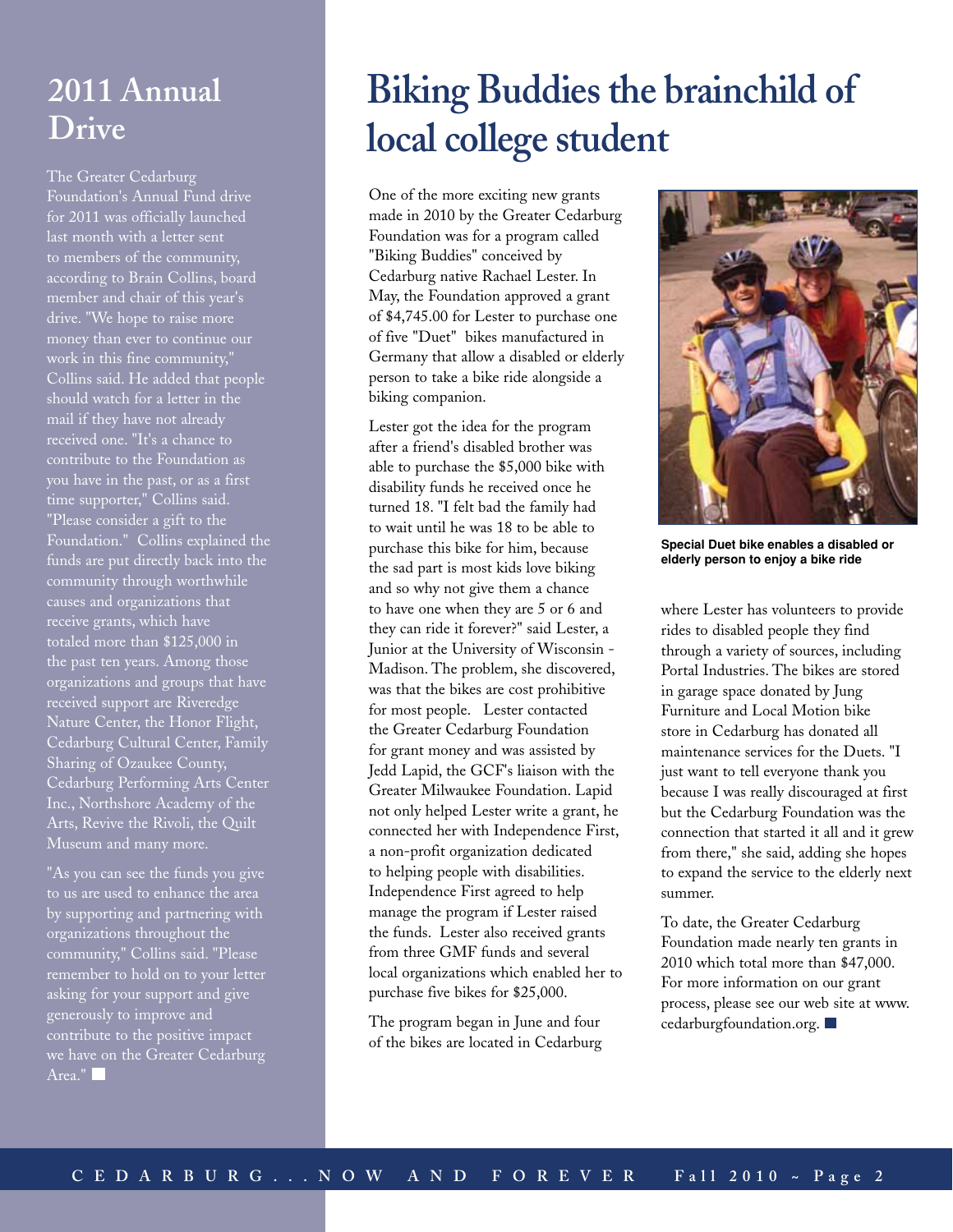## 2011 Annual Drive

The Greater Cedarburg Foundation's Annual Fund drive for 2011 was officially launched last month with a letter sent to members of the community, according to Brain Collins, board member and chair of this year's drive. "We hope to raise more money than ever to continue our work in this fine community," Collins said. He added that people should watch for a letter in the mail if they have not already received one. "It's a chance to contribute to the Foundation as you have in the past, or as a first time supporter," Collins said. "Please consider a gift to the Foundation." Collins explained the funds are put directly back into the community through worthwhile causes and organizations that receive grants, which have totaled more than $125,000 in the past ten years. Among those organizations and groups that have received support are Riveredge Nature Center, the Honor Flight, Cedarburg Cultural Center, Family Sharing of Ozaukee County, Cedarburg Performing Arts Center Inc., Northshore Academy of the Arts, Revive the Rivoli, the Quilt Museum and many more.

"As you can see the funds you give to us are used to enhance the area by supporting and partnering with organizations throughout the community," Collins said. "Please remember to hold on to your letter asking for your support and give generously to improve and contribute to the positive impact we have on the Greater Cedarburg Area."

# Biking Buddies the brainchild of local college student

One of the more exciting new grants made in 2010 by the Greater Cedarburg Foundation was for a program called "Biking Buddies" conceived by Cedarburg native Rachael Lester. In May, the Foundation approved a grant of $4,745.00 for Lester to purchase one of five "Duet" bikes manufactured in Germany that allow a disabled or elderly person to take a bike ride alongside a biking companion.

Lester got the idea for the program after a friend's disabled brother was able to purchase the $5,000 bike with disability funds he received once he turned 18. "I felt bad the family had to wait until he was 18 to be able to purchase this bike for him, because the sad part is most kids love biking and so why not give them a chance to have one when they are 5 or 6 and they can ride it forever?" said Lester, a Junior at the University of Wisconsin - Madison. The problem, she discovered, was that the bikes are cost prohibitive for most people. Lester contacted the Greater Cedarburg Foundation for grant money and was assisted by Jedd Lapid, the GCF's liaison with the Greater Milwaukee Foundation. Lapid not only helped Lester write a grant, he connected her with Independence First, a non-profit organization dedicated to helping people with disabilities. Independence First agreed to help manage the program if Lester raised the funds. Lester also received grants from three GMF funds and several local organizations which enabled her to purchase five bikes for $25,000.

The program began in June and four of the bikes are located in Cedarburg where Lester has volunteers to provide rides to disabled people they find through a variety of sources, including Portal Industries. The bikes are stored in garage space donated by Jung Furniture and Local Motion bike store in Cedarburg has donated all maintenance services for the Duets. "I just want to tell everyone thank you because I was really discouraged at first but the Cedarburg Foundation was the connection that started it all and it grew from there," she said, adding she hopes to expand the service to the elderly next summer.

**Special Duet bike enables a disabled or elderly person to enjoy a bike ride**

To date, the Greater Cedarburg Foundation made nearly ten grants in 2010 which total more than $47,000. For more information on our grant process, please see our web site at www.cedarburgfoundation.org.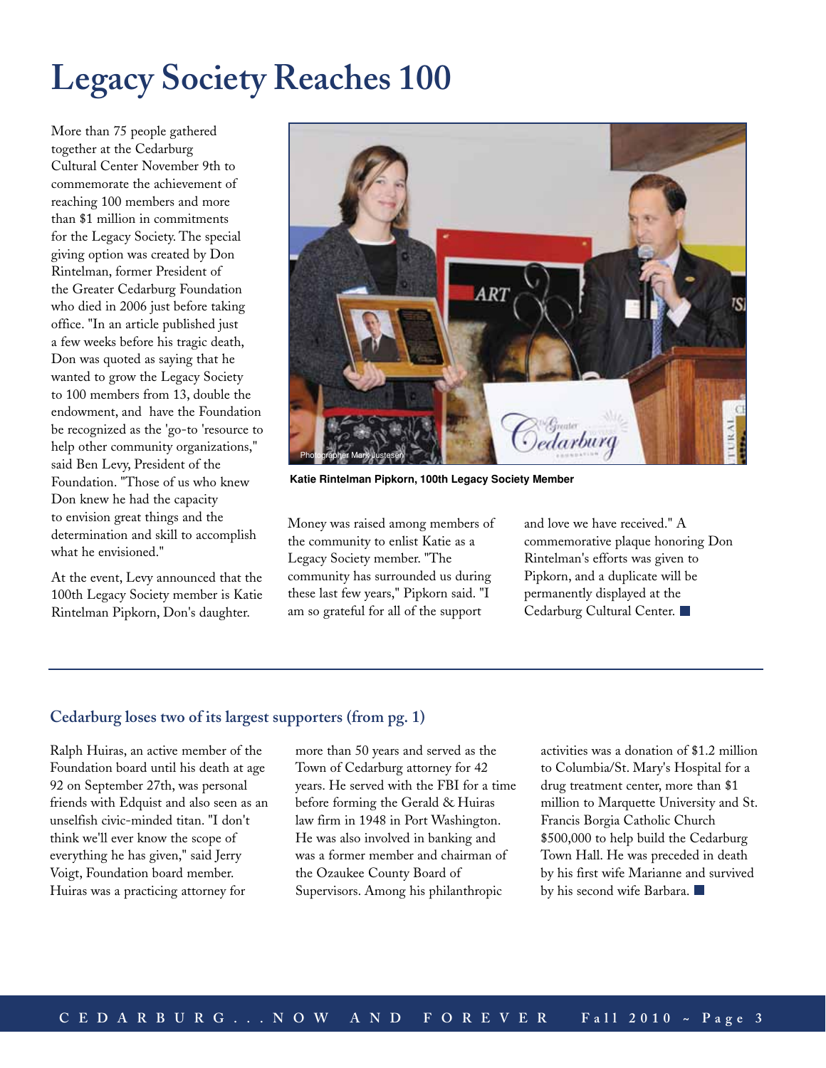# Legacy Society Reaches 100

More than 75 people gathered together at the Cedarburg Cultural Center November 9th to commemorate the achievement of reaching 100 members and more than $1 million in commitments for the Legacy Society. The special giving option was created by Don Rintelman, former President of the Greater Cedarburg Foundation who died in 2006 just before taking office. "In an article published just a few weeks before his tragic death, Don was quoted as saying that he wanted to grow the Legacy Society to 100 members from 13, double the endowment, and have the Foundation be recognized as the 'go-to 'resource to help other community organizations," said Ben Levy, President of the Foundation. "Those of us who knew Don knew he had the capacity to envision great things and the determination and skill to accomplish what he envisioned."

At the event, Levy announced that the 100th Legacy Society member is Katie Rintelman Pipkorn, Don's daughter.

Photographer Mark Justesen

**Katie Rintelman Pipkorn, 100th Legacy Society Member**

Money was raised among members of the community to enlist Katie as a Legacy Society member. "The community has surrounded us during these last few years," Pipkorn said. "I am so grateful for all of the support and love we have received." A commemorative plaque honoring Don Rintelman's efforts was given to Pipkorn, and a duplicate will be permanently displayed at the Cedarburg Cultural Center. ■

---

### Cedarburg loses two of its largest supporters (from pg. 1)

Ralph Huiras, an active member of the Foundation board until his death at age 92 on September 27th, was personal friends with Edquist and also seen as an unselfish civic-minded titan. "I don't think we'll ever know the scope of everything he has given," said Jerry Voigt, Foundation board member. Huiras was a practicing attorney for more than 50 years and served as the Town of Cedarburg attorney for 42 years. He served with the FBI for a time before forming the Gerald & Huiras law firm in 1948 in Port Washington. He was also involved in banking and was a former member and chairman of the Ozaukee County Board of Supervisors. Among his philanthropic activities was a donation of $1.2 million to Columbia/St. Mary's Hospital for a drug treatment center, more than $1 million to Marquette University and St. Francis Borgia Catholic Church $500,000 to help build the Cedarburg Town Hall. He was preceded in death by his first wife Marianne and survived by his second wife Barbara. ■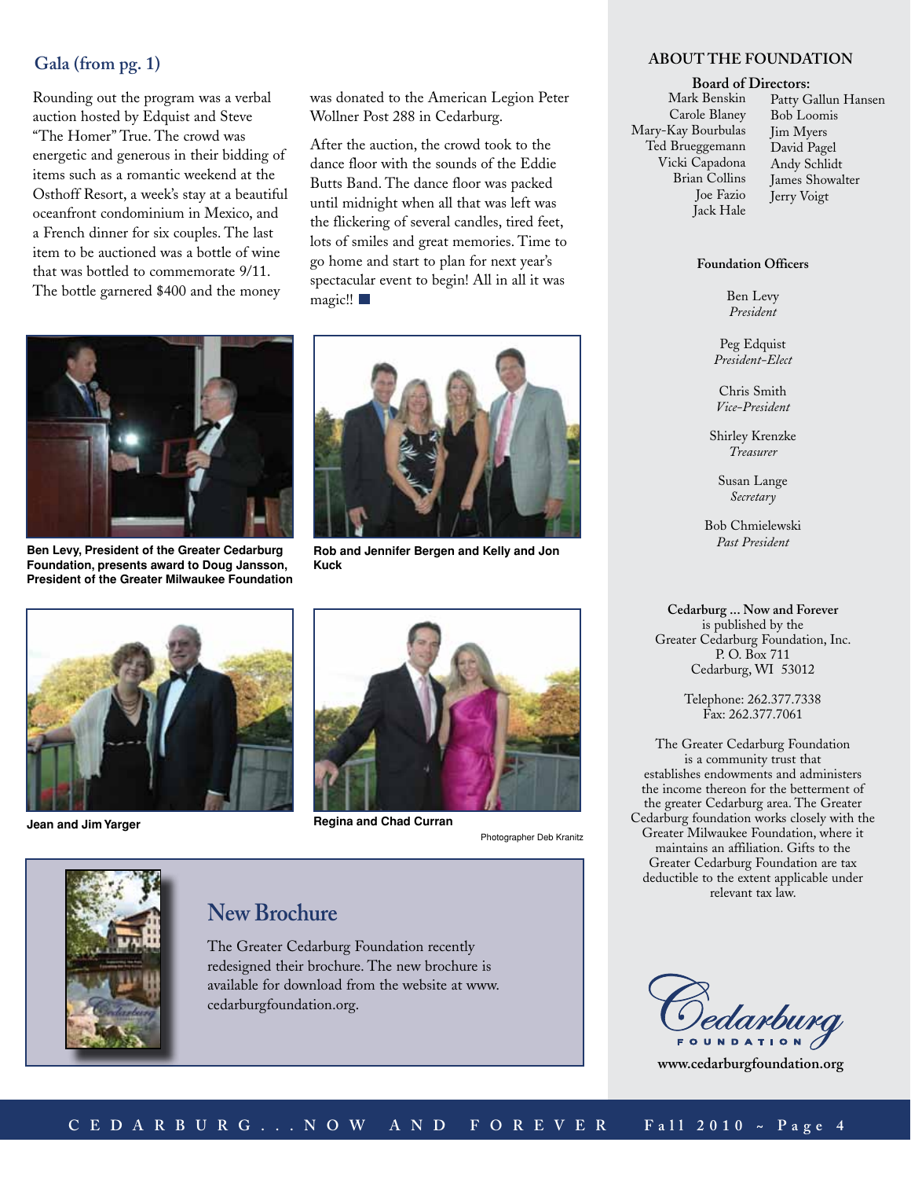## Gala (from pg. 1)

Rounding out the program was a verbal auction hosted by Edquist and Steve "The Homer" True. The crowd was energetic and generous in their bidding of items such as a romantic weekend at the Osthoff Resort, a week's stay at a beautiful oceanfront condominium in Mexico, and a French dinner for six couples. The last item to be auctioned was a bottle of wine that was bottled to commemorate 9/11. The bottle garnered $400 and the money was donated to the American Legion Peter Wollner Post 288 in Cedarburg.

After the auction, the crowd took to the dance floor with the sounds of the Eddie Butts Band. The dance floor was packed until midnight when all that was left was the flickering of several candles, tired feet, lots of smiles and great memories. Time to go home and start to plan for next year's spectacular event to begin! All in all it was magic!! ■

**Ben Levy, President of the Greater Cedarburg Foundation, presents award to Doug Jansson, President of the Greater Milwaukee Foundation**

**Rob and Jennifer Bergen and Kelly and Jon Kuck**

**Jean and Jim Yarger**

**Regina and Chad Curran**

Photographer Deb Kranitz

## New Brochure

The Greater Cedarburg Foundation recently redesigned their brochure. The new brochure is available for download from the website at www.cedarburgfoundation.org.

### ABOUT THE FOUNDATION

**Board of Directors:**

Mark Benskin
Carole Blaney
Mary-Kay Bourbulas
Ted Brueggemann
Vicki Capadona
Brian Collins
Joe Fazio
Jack Hale
Patty Gallun Hansen
Bob Loomis
Jim Myers
David Pagel
Andy Schlidt
James Showalter
Jerry Voigt

**Foundation Officers**

Ben Levy
*President*

Peg Edquist
*President-Elect*

Chris Smith
*Vice-President*

Shirley Krenzke
*Treasurer*

Susan Lange
*Secretary*

Bob Chmielewski
*Past President*

**Cedarburg ... Now and Forever** is published by the Greater Cedarburg Foundation, Inc.
P. O. Box 711
Cedarburg, WI 53012

Telephone: 262.377.7338
Fax: 262.377.7061

The Greater Cedarburg Foundation is a community trust that establishes endowments and administers the income thereon for the betterment of the greater Cedarburg area. The Greater Cedarburg foundation works closely with the Greater Milwaukee Foundation, where it maintains an affiliation. Gifts to the Greater Cedarburg Foundation are tax deductible to the extent applicable under relevant tax law.

Cedarburg FOUNDATION

**www.cedarburgfoundation.org**